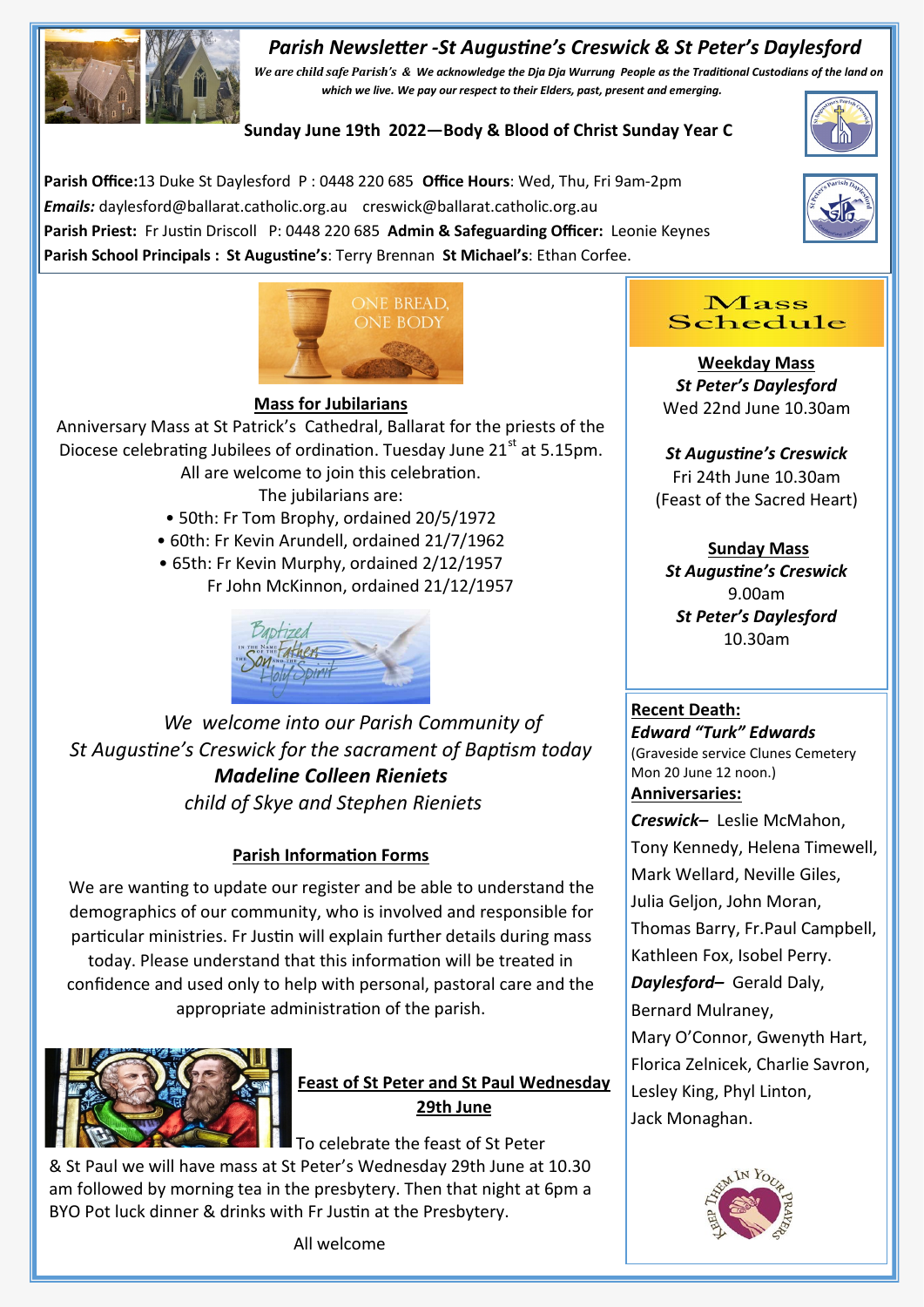# Parish Newsletter -St Augustine's Creswick & St Peter's Daylesford

*We are child safe Parish's & We acknowledge the Dja Dja Wurrung People as the Traditional Custodians of the land on which we live. We pay our respect to their Elders, past, present and emerging.*

**Sunday June 19th 2022—Body & Blood of Christ Sunday Year C**

**Parish Office:** 13 Duke St Daylesford P : 0448 220 685 **Office Hours**: Wed, Thu, Fri 9am-2pm
***Emails:*** daylesford@ballarat.catholic.org.au creswick@ballarat.catholic.org.au
**Parish Priest:** Fr Justin Driscoll P: 0448 220 685 **Admin & Safeguarding Officer:** Leonie Keynes
**Parish School Principals : St Augustine's**: Terry Brennan **St Michael's**: Ethan Corfee.

ONE BREAD, ONE BODY

## Mass for Jubilarians

Anniversary Mass at St Patrick's Cathedral, Ballarat for the priests of the Diocese celebrating Jubilees of ordination. Tuesday June 21st at 5.15pm. All are welcome to join this celebration.

The jubilarians are:

- 50th: Fr Tom Brophy, ordained 20/5/1972
- 60th: Fr Kevin Arundell, ordained 21/7/1962
- 65th: Fr Kevin Murphy, ordained 2/12/1957
  Fr John McKinnon, ordained 21/12/1957

*We welcome into our Parish Community of St Augustine's Creswick for the sacrament of Baptism today*
***Madeline Colleen Rieniets***
*child of Skye and Stephen Rieniets*

## Parish Information Forms

We are wanting to update our register and be able to understand the demographics of our community, who is involved and responsible for particular ministries. Fr Justin will explain further details during mass today. Please understand that this information will be treated in confidence and used only to help with personal, pastoral care and the appropriate administration of the parish.

## Feast of St Peter and St Paul Wednesday 29th June

To celebrate the feast of St Peter & St Paul we will have mass at St Peter's Wednesday 29th June at 10.30 am followed by morning tea in the presbytery. Then that night at 6pm a BYO Pot luck dinner & drinks with Fr Justin at the Presbytery.

All welcome

## Mass Schedule

**Weekday Mass**
***St Peter's Daylesford***
Wed 22nd June 10.30am

***St Augustine's Creswick***
Fri 24th June 10.30am
(Feast of the Sacred Heart)

**Sunday Mass**
***St Augustine's Creswick***
9.00am
***St Peter's Daylesford***
10.30am

**Recent Death:**
***Edward "Turk" Edwards***
(Graveside service Clunes Cemetery Mon 20 June 12 noon.)

**Anniversaries:**
***Creswick–*** Leslie McMahon, Tony Kennedy, Helena Timewell, Mark Wellard, Neville Giles, Julia Geljon, John Moran, Thomas Barry, Fr.Paul Campbell, Kathleen Fox, Isobel Perry.
***Daylesford–*** Gerald Daly, Bernard Mulraney, Mary O'Connor, Gwenyth Hart, Florica Zelnicek, Charlie Savron, Lesley King, Phyl Linton, Jack Monaghan.

Keep Them In Your Prayers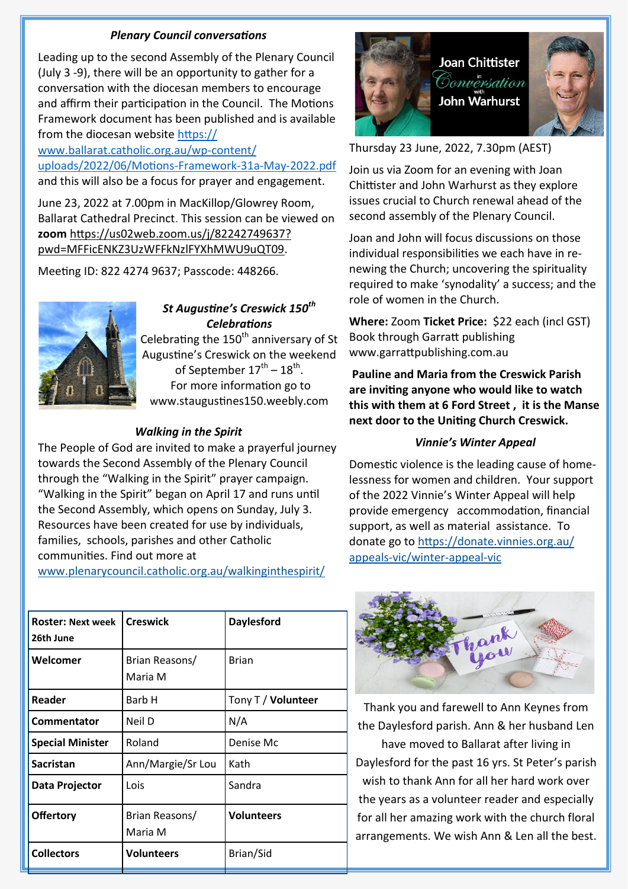### *Plenary Council conversations*

Leading up to the second Assembly of the Plenary Council (July 3 -9), there will be an opportunity to gather for a conversation with the diocesan members to encourage and affirm their participation in the Council. The Motions Framework document has been published and is available from the diocesan website https://www.ballarat.catholic.org.au/wp-content/uploads/2022/06/Motions-Framework-31a-May-2022.pdf and this will also be a focus for prayer and engagement.

June 23, 2022 at 7.00pm in MacKillop/Glowrey Room, Ballarat Cathedral Precinct. This session can be viewed on **zoom** https://us02web.zoom.us/j/82242749637?pwd=MFFicENKZ3UzWFFkNzlFYXhMWU9uQT09.

Meeting ID: 822 4274 9637; Passcode: 448266.

### *St Augustine's Creswick 150th Celebrations*

Celebrating the 150th anniversary of St Augustine's Creswick on the weekend of September 17th – 18th.
For more information go to www.staugustines150.weebly.com

### *Walking in the Spirit*

The People of God are invited to make a prayerful journey towards the Second Assembly of the Plenary Council through the "Walking in the Spirit" prayer campaign. "Walking in the Spirit" began on April 17 and runs until the Second Assembly, which opens on Sunday, July 3. Resources have been created for use by individuals, families, schools, parishes and other Catholic communities. Find out more at www.plenarycouncil.catholic.org.au/walkinginthespirit/

| **Roster: Next week 26th June** | **Creswick** | **Daylesford** |
|---|---|---|
| **Welcomer** | Brian Reasons/ Maria M | Brian |
| **Reader** | Barb H | Tony T / **Volunteer** |
| **Commentator** | Neil D | N/A |
| **Special Minister** | Roland | Denise Mc |
| **Sacristan** | Ann/Margie/Sr Lou | Kath |
| **Data Projector** | Lois | Sandra |
| **Offertory** | Brian Reasons/ Maria M | **Volunteers** |
| **Collectors** | **Volunteers** | Brian/Sid |

Joan Chittister in Conversation with John Warhurst

Thursday 23 June, 2022, 7.30pm (AEST)

Join us via Zoom for an evening with Joan Chittister and John Warhurst as they explore issues crucial to Church renewal ahead of the second assembly of the Plenary Council.

Joan and John will focus discussions on those individual responsibilities we each have in re-newing the Church; uncovering the spirituality required to make 'synodality' a success; and the role of women in the Church.

**Where:** Zoom **Ticket Price:** $22 each (incl GST) Book through Garratt publishing www.garrattpublishing.com.au

**Pauline and Maria from the Creswick Parish are inviting anyone who would like to watch this with them at 6 Ford Street , it is the Manse next door to the Uniting Church Creswick.**

### *Vinnie's Winter Appeal*

Domestic violence is the leading cause of home-lessness for women and children. Your support of the 2022 Vinnie's Winter Appeal will help provide emergency accommodation, financial support, as well as material assistance. To donate go to https://donate.vinnies.org.au/appeals-vic/winter-appeal-vic

Thank you and farewell to Ann Keynes from the Daylesford parish. Ann & her husband Len have moved to Ballarat after living in Daylesford for the past 16 yrs. St Peter's parish wish to thank Ann for all her hard work over the years as a volunteer reader and especially for all her amazing work with the church floral arrangements. We wish Ann & Len all the best.